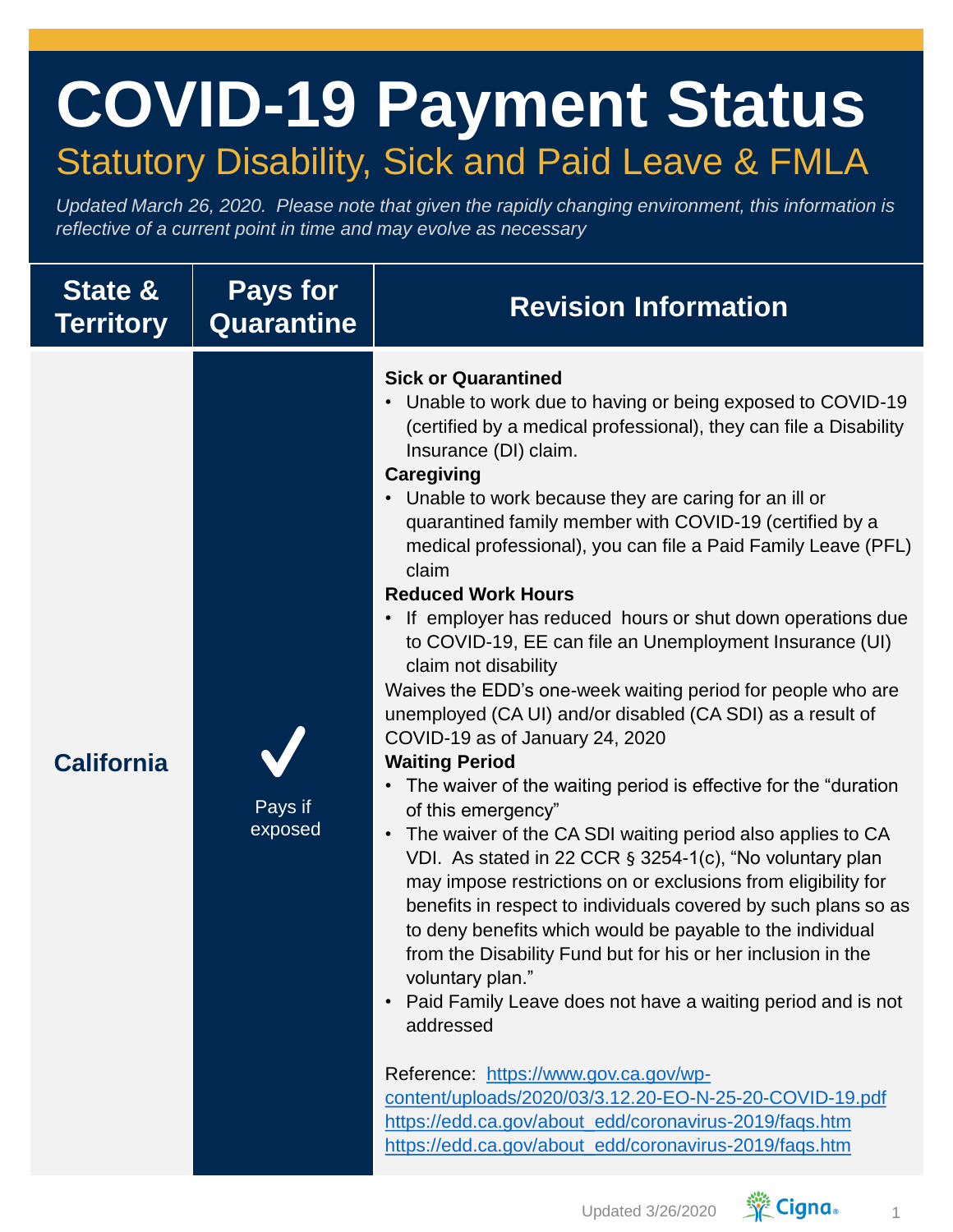# COVID-19 Payment Status

## Statutory Disability, Sick and Paid Leave & FMLA

*Updated March 26, 2020. Please note that given the rapidly changing environment, this information is reflective of a current point in time and may evolve as necessary*

| State & Territory | Pays for Quarantine | Revision Information |
|---|---|---|
| **California** | ✓ Pays if exposed | **Sick or Quarantined**<br>• Unable to work due to having or being exposed to COVID-19 (certified by a medical professional), they can file a Disability Insurance (DI) claim.<br>**Caregiving**<br>• Unable to work because they are caring for an ill or quarantined family member with COVID-19 (certified by a medical professional), you can file a Paid Family Leave (PFL) claim<br>**Reduced Work Hours**<br>• If employer has reduced hours or shut down operations due to COVID-19, EE can file an Unemployment Insurance (UI) claim not disability<br>Waives the EDD's one-week waiting period for people who are unemployed (CA UI) and/or disabled (CA SDI) as a result of COVID-19 as of January 24, 2020<br>**Waiting Period**<br>• The waiver of the waiting period is effective for the "duration of this emergency"<br>• The waiver of the CA SDI waiting period also applies to CA VDI. As stated in 22 CCR § 3254-1(c), "No voluntary plan may impose restrictions on or exclusions from eligibility for benefits in respect to individuals covered by such plans so as to deny benefits which would be payable to the individual from the Disability Fund but for his or her inclusion in the voluntary plan."<br>• Paid Family Leave does not have a waiting period and is not addressed<br><br>Reference: https://www.gov.ca.gov/wp-content/uploads/2020/03/3.12.20-EO-N-25-20-COVID-19.pdf<br>https://edd.ca.gov/about_edd/coronavirus-2019/faqs.htm<br>https://edd.ca.gov/about_edd/coronavirus-2019/faqs.htm |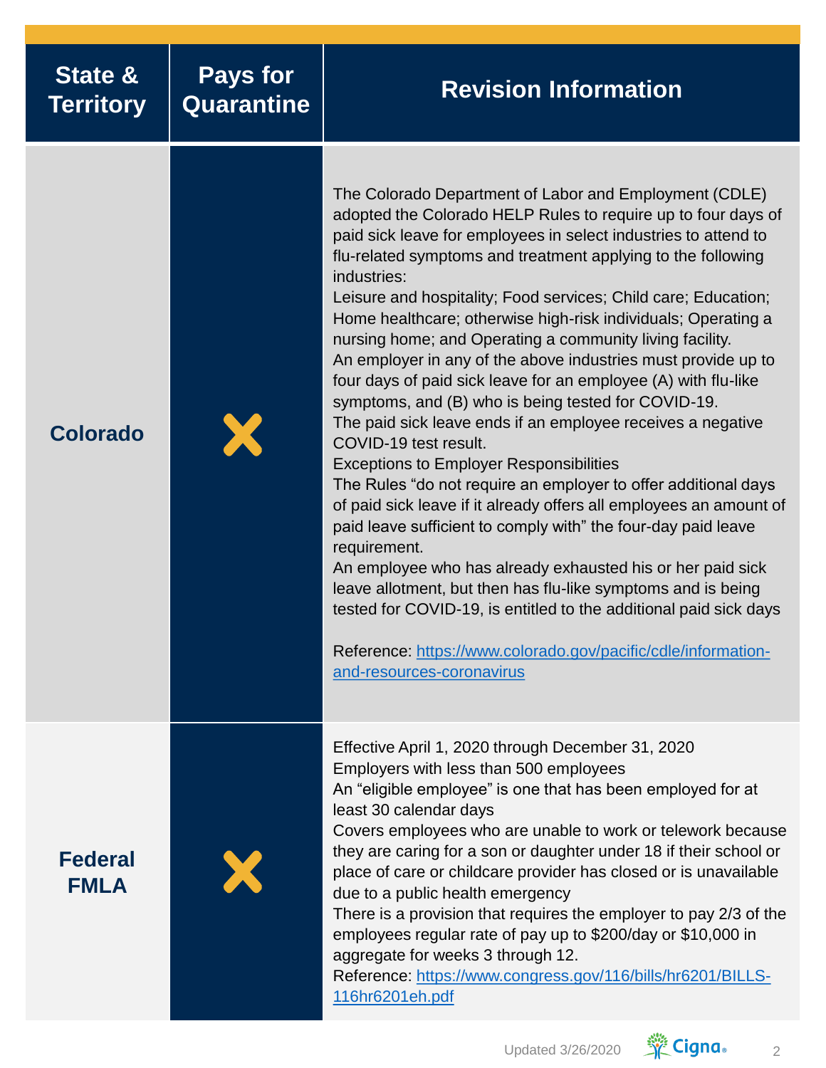| State & Territory | Pays for Quarantine | Revision Information |
|---|---|---|
| Colorado | ✗ | The Colorado Department of Labor and Employment (CDLE) adopted the Colorado HELP Rules to require up to four days of paid sick leave for employees in select industries to attend to flu-related symptoms and treatment applying to the following industries:<br>Leisure and hospitality; Food services; Child care; Education; Home healthcare; otherwise high-risk individuals; Operating a nursing home; and Operating a community living facility.<br>An employer in any of the above industries must provide up to four days of paid sick leave for an employee (A) with flu-like symptoms, and (B) who is being tested for COVID-19.<br>The paid sick leave ends if an employee receives a negative COVID-19 test result.<br>Exceptions to Employer Responsibilities<br>The Rules "do not require an employer to offer additional days of paid sick leave if it already offers all employees an amount of paid leave sufficient to comply with" the four-day paid leave requirement.<br>An employee who has already exhausted his or her paid sick leave allotment, but then has flu-like symptoms and is being tested for COVID-19, is entitled to the additional paid sick days<br><br>Reference: https://www.colorado.gov/pacific/cdle/information-and-resources-coronavirus |
| Federal FMLA | ✗ | Effective April 1, 2020 through December 31, 2020<br>Employers with less than 500 employees<br>An "eligible employee" is one that has been employed for at least 30 calendar days<br>Covers employees who are unable to work or telework because they are caring for a son or daughter under 18 if their school or place of care or childcare provider has closed or is unavailable due to a public health emergency<br>There is a provision that requires the employer to pay 2/3 of the employees regular rate of pay up to $200/day or $10,000 in aggregate for weeks 3 through 12.<br>Reference: https://www.congress.gov/116/bills/hr6201/BILLS-116hr6201eh.pdf |

Updated 3/26/2020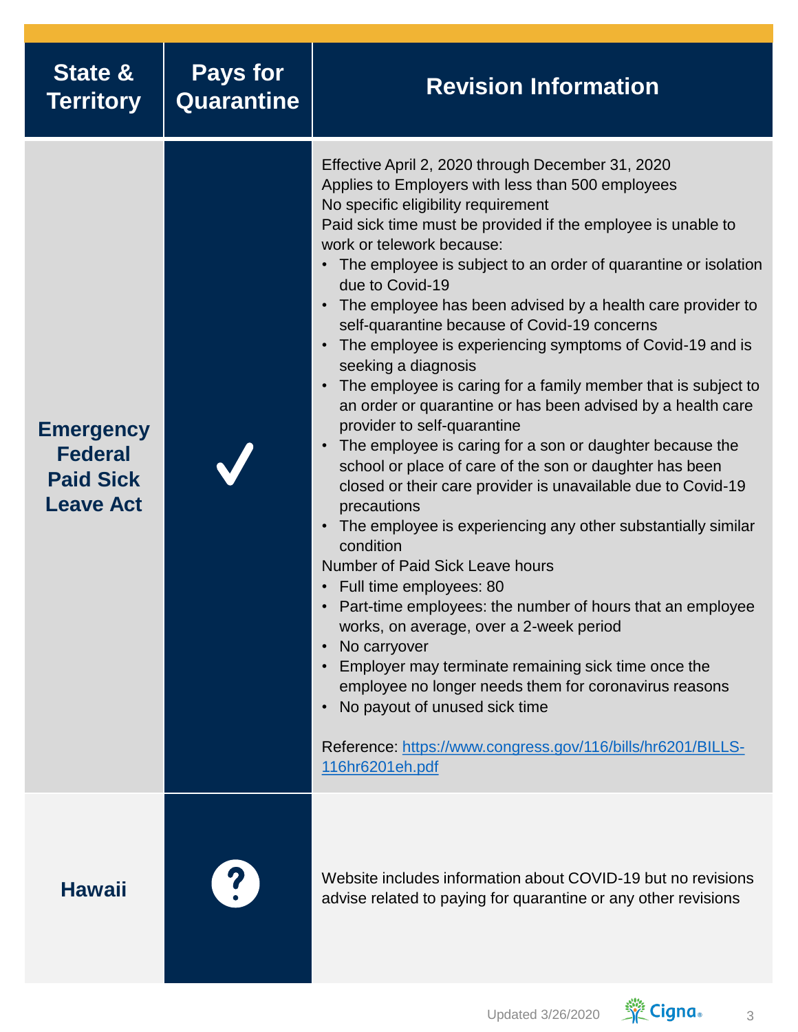| State & Territory | Pays for Quarantine | Revision Information |
| --- | --- | --- |
| **Emergency Federal Paid Sick Leave Act** | ✓ | Effective April 2, 2020 through December 31, 2020<br>Applies to Employers with less than 500 employees<br>No specific eligibility requirement<br>Paid sick time must be provided if the employee is unable to work or telework because:<br>• The employee is subject to an order of quarantine or isolation due to Covid-19<br>• The employee has been advised by a health care provider to self-quarantine because of Covid-19 concerns<br>• The employee is experiencing symptoms of Covid-19 and is seeking a diagnosis<br>• The employee is caring for a family member that is subject to an order or quarantine or has been advised by a health care provider to self-quarantine<br>• The employee is caring for a son or daughter because the school or place of care of the son or daughter has been closed or their care provider is unavailable due to Covid-19 precautions<br>• The employee is experiencing any other substantially similar condition<br>Number of Paid Sick Leave hours<br>• Full time employees: 80<br>• Part-time employees: the number of hours that an employee works, on average, over a 2-week period<br>• No carryover<br>• Employer may terminate remaining sick time once the employee no longer needs them for coronavirus reasons<br>• No payout of unused sick time<br><br>Reference: https://www.congress.gov/116/bills/hr6201/BILLS-116hr6201eh.pdf |
| **Hawaii** | ? | Website includes information about COVID-19 but no revisions advise related to paying for quarantine or any other revisions |

Updated 3/26/2020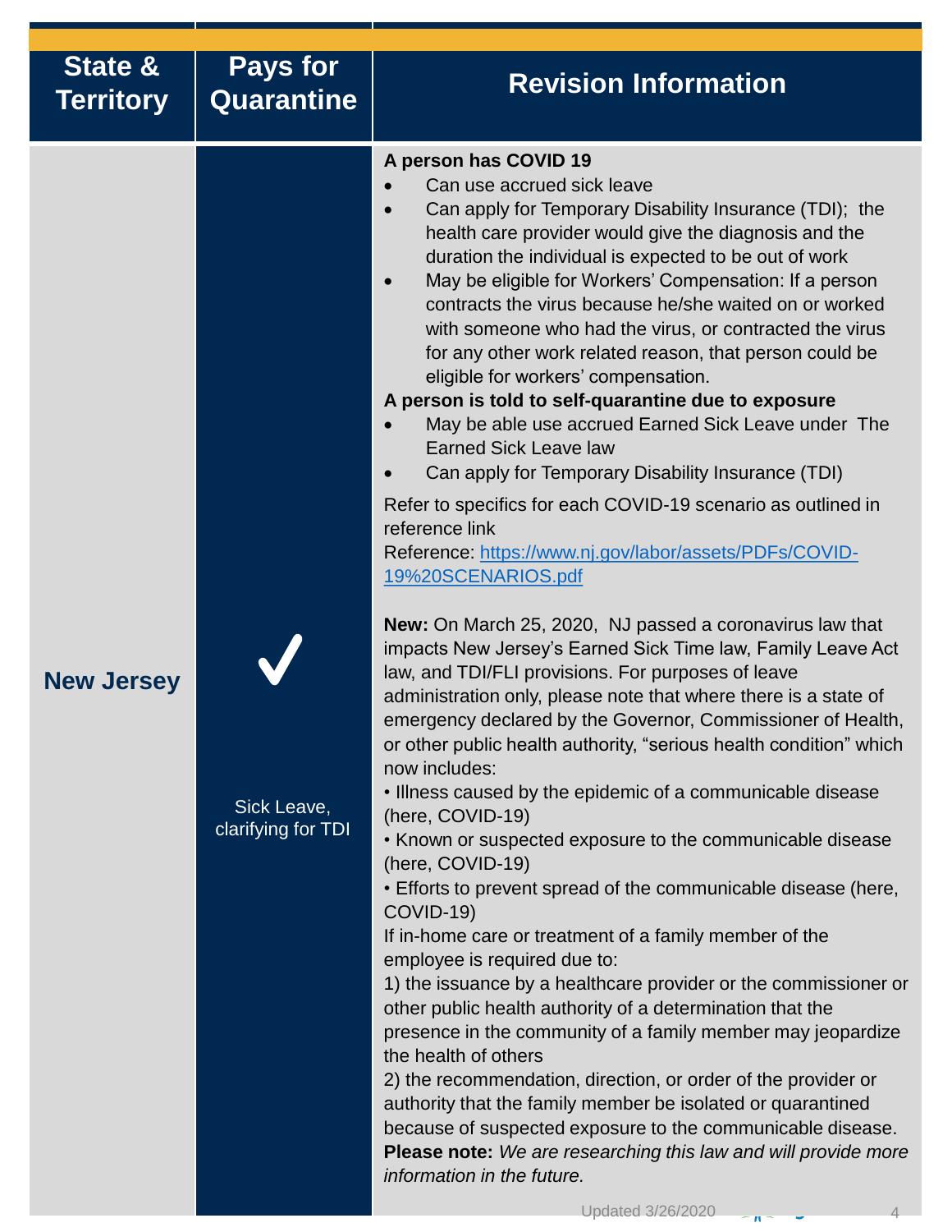| State & Territory | Pays for Quarantine | Revision Information |
|---|---|---|
| **New Jersey** | ✔ Sick Leave, clarifying for TDI | **A person has COVID 19**<br>• Can use accrued sick leave<br>• Can apply for Temporary Disability Insurance (TDI); the health care provider would give the diagnosis and the duration the individual is expected to be out of work<br>• May be eligible for Workers' Compensation: If a person contracts the virus because he/she waited on or worked with someone who had the virus, or contracted the virus for any other work related reason, that person could be eligible for workers' compensation.<br>**A person is told to self-quarantine due to exposure**<br>• May be able use accrued Earned Sick Leave under The Earned Sick Leave law<br>• Can apply for Temporary Disability Insurance (TDI)<br>Refer to specifics for each COVID-19 scenario as outlined in reference link<br>Reference: [https://www.nj.gov/labor/assets/PDFs/COVID-19%20SCENARIOS.pdf](https://www.nj.gov/labor/assets/PDFs/COVID-19%20SCENARIOS.pdf)<br><br>**New:** On March 25, 2020, NJ passed a coronavirus law that impacts New Jersey's Earned Sick Time law, Family Leave Act law, and TDI/FLI provisions. For purposes of leave administration only, please note that where there is a state of emergency declared by the Governor, Commissioner of Health, or other public health authority, "serious health condition" which now includes:<br>• Illness caused by the epidemic of a communicable disease (here, COVID-19)<br>• Known or suspected exposure to the communicable disease (here, COVID-19)<br>• Efforts to prevent spread of the communicable disease (here, COVID-19)<br>If in-home care or treatment of a family member of the employee is required due to:<br>1) the issuance by a healthcare provider or the commissioner or other public health authority of a determination that the presence in the community of a family member may jeopardize the health of others<br>2) the recommendation, direction, or order of the provider or authority that the family member be isolated or quarantined because of suspected exposure to the communicable disease.<br>**Please note:** *We are researching this law and will provide more information in the future.* |

Updated 3/26/2020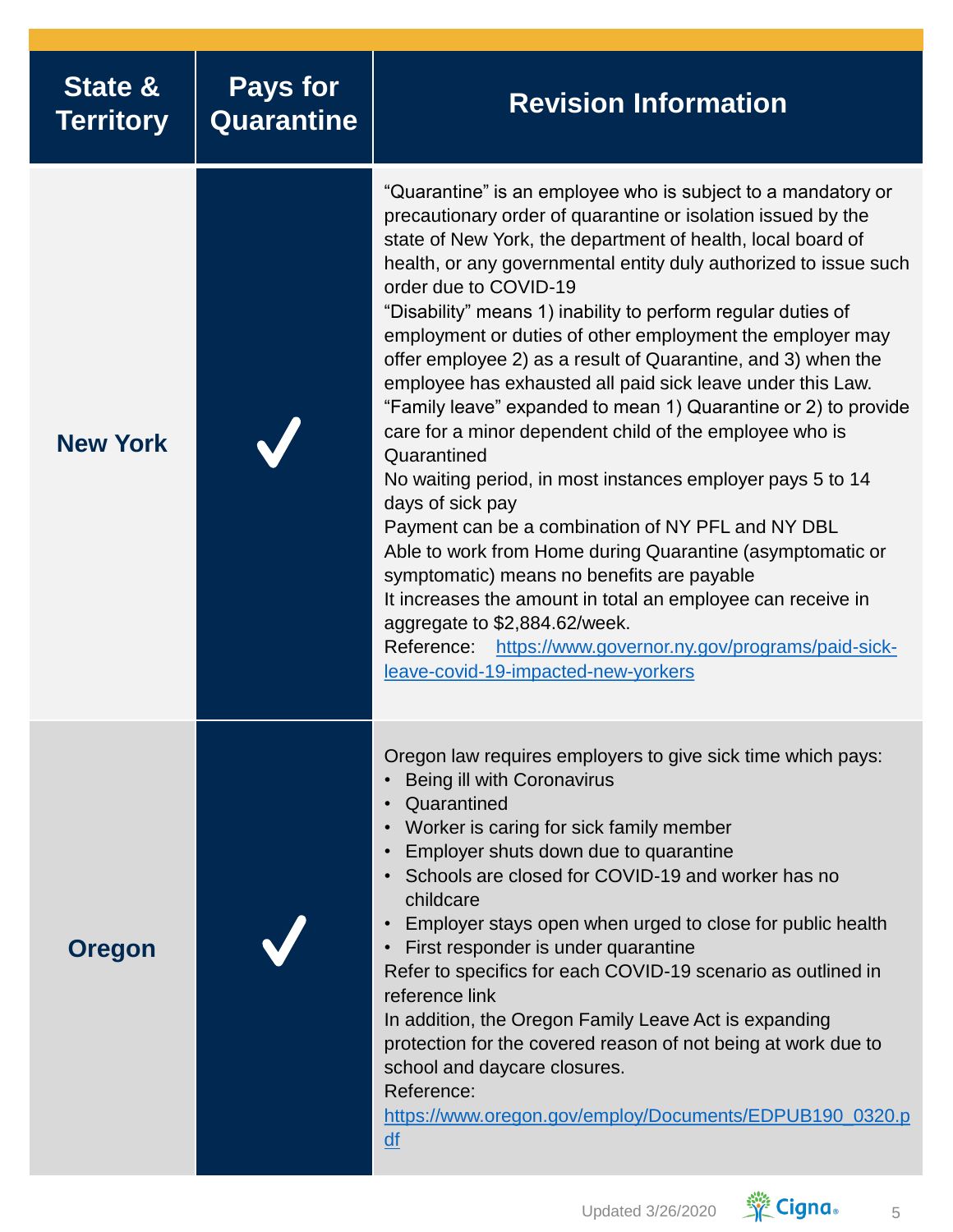| State & Territory | Pays for Quarantine | Revision Information |
|---|---|---|
| **New York** | ✓ | "Quarantine" is an employee who is subject to a mandatory or precautionary order of quarantine or isolation issued by the state of New York, the department of health, local board of health, or any governmental entity duly authorized to issue such order due to COVID-19<br>"Disability" means 1) inability to perform regular duties of employment or duties of other employment the employer may offer employee 2) as a result of Quarantine, and 3) when the employee has exhausted all paid sick leave under this Law.<br>"Family leave" expanded to mean 1) Quarantine or 2) to provide care for a minor dependent child of the employee who is Quarantined<br>No waiting period, in most instances employer pays 5 to 14 days of sick pay<br>Payment can be a combination of NY PFL and NY DBL<br>Able to work from Home during Quarantine (asymptomatic or symptomatic) means no benefits are payable<br>It increases the amount in total an employee can receive in aggregate to $2,884.62/week.<br>Reference: [https://www.governor.ny.gov/programs/paid-sick-leave-covid-19-impacted-new-yorkers](https://www.governor.ny.gov/programs/paid-sick-leave-covid-19-impacted-new-yorkers) |
| **Oregon** | ✓ | Oregon law requires employers to give sick time which pays:<br>• Being ill with Coronavirus<br>• Quarantined<br>• Worker is caring for sick family member<br>• Employer shuts down due to quarantine<br>• Schools are closed for COVID-19 and worker has no childcare<br>• Employer stays open when urged to close for public health<br>• First responder is under quarantine<br>Refer to specifics for each COVID-19 scenario as outlined in reference link<br>In addition, the Oregon Family Leave Act is expanding protection for the covered reason of not being at work due to school and daycare closures.<br>Reference:<br>[https://www.oregon.gov/employ/Documents/EDPUB190_0320.pdf](https://www.oregon.gov/employ/Documents/EDPUB190_0320.pdf) |

Updated 3/26/2020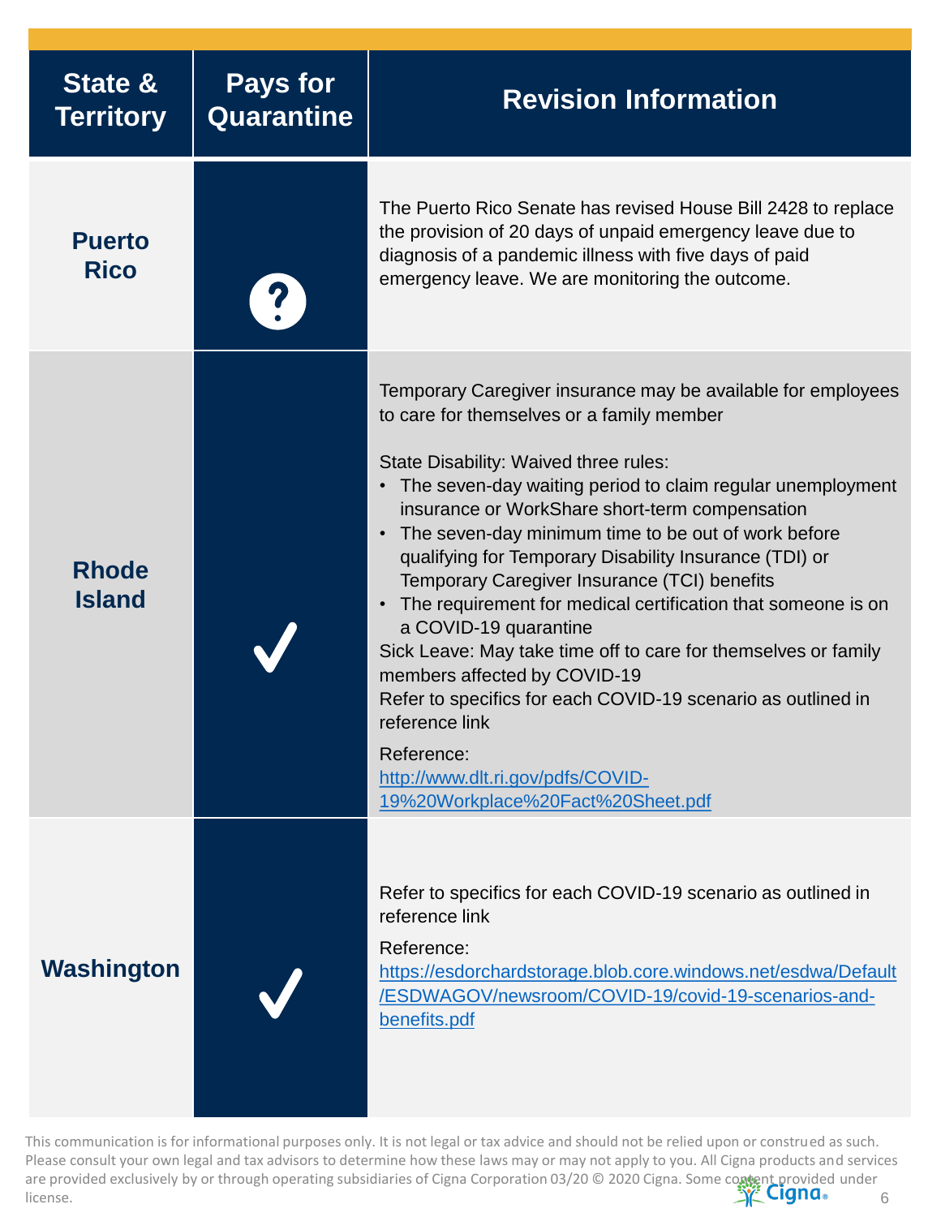| State & Territory | Pays for Quarantine | Revision Information |
|---|---|---|
| **Puerto Rico** | ? | The Puerto Rico Senate has revised House Bill 2428 to replace the provision of 20 days of unpaid emergency leave due to diagnosis of a pandemic illness with five days of paid emergency leave. We are monitoring the outcome. |
| **Rhode Island** | ✓ | Temporary Caregiver insurance may be available for employees to care for themselves or a family member<br><br>State Disability: Waived three rules:<br>• The seven-day waiting period to claim regular unemployment insurance or WorkShare short-term compensation<br>• The seven-day minimum time to be out of work before qualifying for Temporary Disability Insurance (TDI) or Temporary Caregiver Insurance (TCI) benefits<br>• The requirement for medical certification that someone is on a COVID-19 quarantine<br>Sick Leave: May take time off to care for themselves or family members affected by COVID-19<br>Refer to specifics for each COVID-19 scenario as outlined in reference link<br>Reference:<br>http://www.dlt.ri.gov/pdfs/COVID-19%20Workplace%20Fact%20Sheet.pdf |
| **Washington** | ✓ | Refer to specifics for each COVID-19 scenario as outlined in reference link<br>Reference:<br>https://esdorchardstorage.blob.core.windows.net/esdwa/Default/ESDWAGOV/newsroom/COVID-19/covid-19-scenarios-and-benefits.pdf |

This communication is for informational purposes only. It is not legal or tax advice and should not be relied upon or construed as such. Please consult your own legal and tax advisors to determine how these laws may or may not apply to you. All Cigna products and services are provided exclusively by or through operating subsidiaries of Cigna Corporation 03/20 © 2020 Cigna. Some content provided under license.